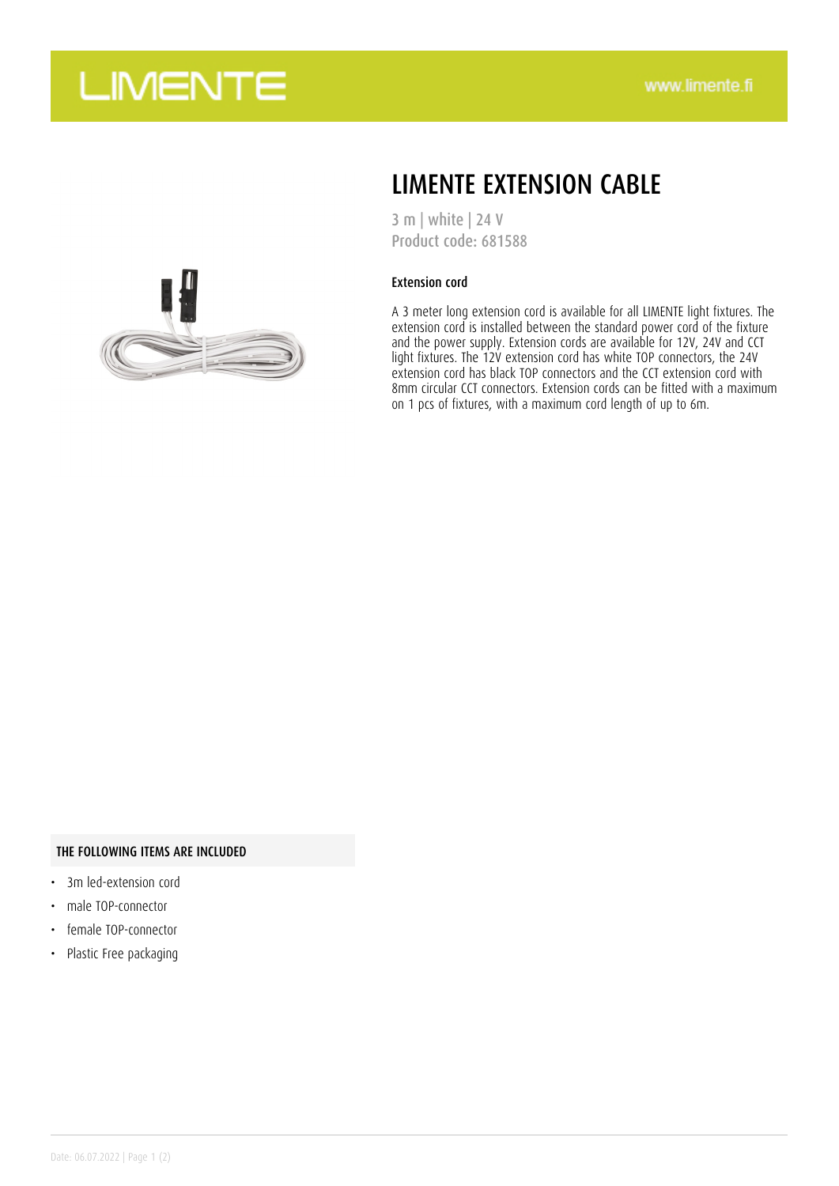# LIMENTE EXTENSION CABLE

3 m | white | 24 V
Product code: 681588

### Extension cord

A 3 meter long extension cord is available for all LIMENTE light fixtures. The extension cord is installed between the standard power cord of the fixture and the power supply. Extension cords are available for 12V, 24V and CCT light fixtures. The 12V extension cord has white TOP connectors, the 24V extension cord has black TOP connectors and the CCT extension cord with 8mm circular CCT connectors. Extension cords can be fitted with a maximum on 1 pcs of fixtures, with a maximum cord length of up to 6m.

### THE FOLLOWING ITEMS ARE INCLUDED

- 3m led-extension cord
- male TOP-connector
- female TOP-connector
- Plastic Free packaging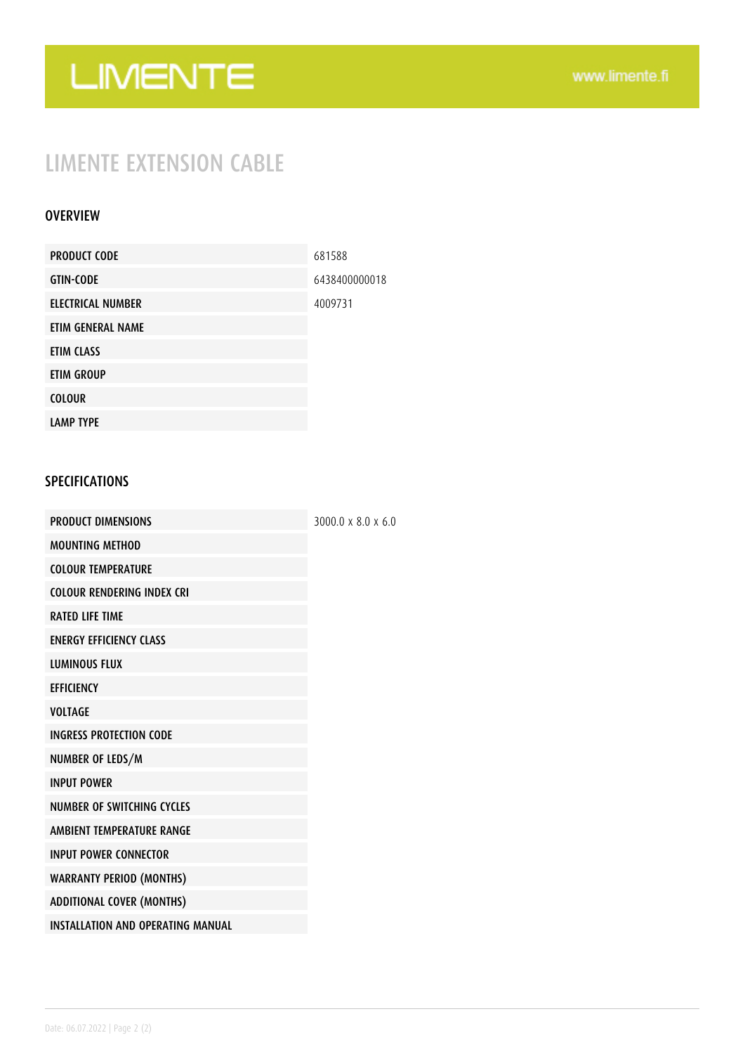# LIMENTE EXTENSION CABLE

## OVERVIEW

| | |
|---|---|
| PRODUCT CODE | 681588 |
| GTIN-CODE | 6438400000018 |
| ELECTRICAL NUMBER | 4009731 |
| ETIM GENERAL NAME | |
| ETIM CLASS | |
| ETIM GROUP | |
| COLOUR | |
| LAMP TYPE | |

## SPECIFICATIONS

| | |
|---|---|
| PRODUCT DIMENSIONS | 3000.0 x 8.0 x 6.0 |
| MOUNTING METHOD | |
| COLOUR TEMPERATURE | |
| COLOUR RENDERING INDEX CRI | |
| RATED LIFE TIME | |
| ENERGY EFFICIENCY CLASS | |
| LUMINOUS FLUX | |
| EFFICIENCY | |
| VOLTAGE | |
| INGRESS PROTECTION CODE | |
| NUMBER OF LEDS/M | |
| INPUT POWER | |
| NUMBER OF SWITCHING CYCLES | |
| AMBIENT TEMPERATURE RANGE | |
| INPUT POWER CONNECTOR | |
| WARRANTY PERIOD (MONTHS) | |
| ADDITIONAL COVER (MONTHS) | |
| INSTALLATION AND OPERATING MANUAL | |